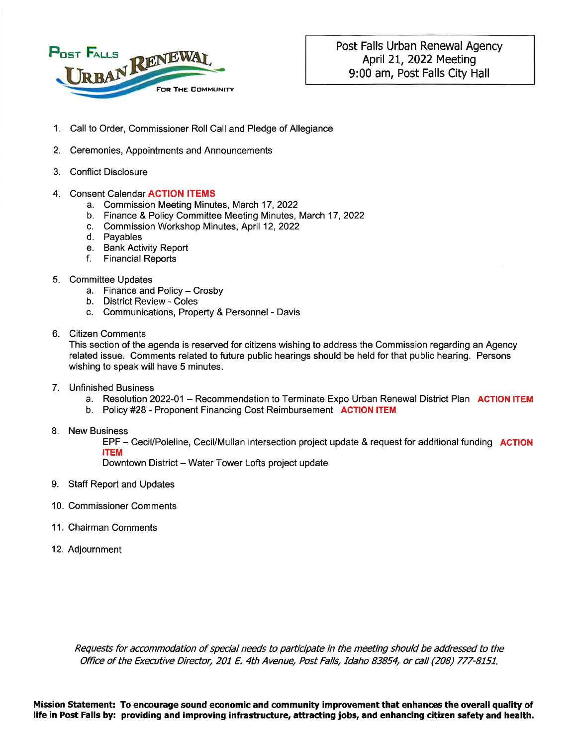Post Falls Urban Renewal — For The Community

**Post Falls Urban Renewal Agency**
**April 21, 2022 Meeting**
**9:00 am, Post Falls City Hall**

1. Call to Order, Commissioner Roll Call and Pledge of Allegiance
2. Ceremonies, Appointments and Announcements
3. Conflict Disclosure
4. Consent Calendar **ACTION ITEMS**
   a. Commission Meeting Minutes, March 17, 2022
   b. Finance & Policy Committee Meeting Minutes, March 17, 2022
   c. Commission Workshop Minutes, April 12, 2022
   d. Payables
   e. Bank Activity Report
   f. Financial Reports
5. Committee Updates
   a. Finance and Policy – Crosby
   b. District Review - Coles
   c. Communications, Property & Personnel - Davis
6. Citizen Comments
   This section of the agenda is reserved for citizens wishing to address the Commission regarding an Agency related issue. Comments related to future public hearings should be held for that public hearing. Persons wishing to speak will have 5 minutes.
7. Unfinished Business
   a. Resolution 2022-01 – Recommendation to Terminate Expo Urban Renewal District Plan **ACTION ITEM**
   b. Policy #28 - Proponent Financing Cost Reimbursement **ACTION ITEM**
8. New Business
   EPF – Cecil/Poleline, Cecil/Mullan intersection project update & request for additional funding **ACTION ITEM**
   Downtown District – Water Tower Lofts project update
9. Staff Report and Updates
10. Commissioner Comments
11. Chairman Comments
12. Adjournment

*Requests for accommodation of special needs to participate in the meeting should be addressed to the Office of the Executive Director, 201 E. 4th Avenue, Post Falls, Idaho 83854, or call (208) 777-8151.*

**Mission Statement: To encourage sound economic and community improvement that enhances the overall quality of life in Post Falls by: providing and improving infrastructure, attracting jobs, and enhancing citizen safety and health.**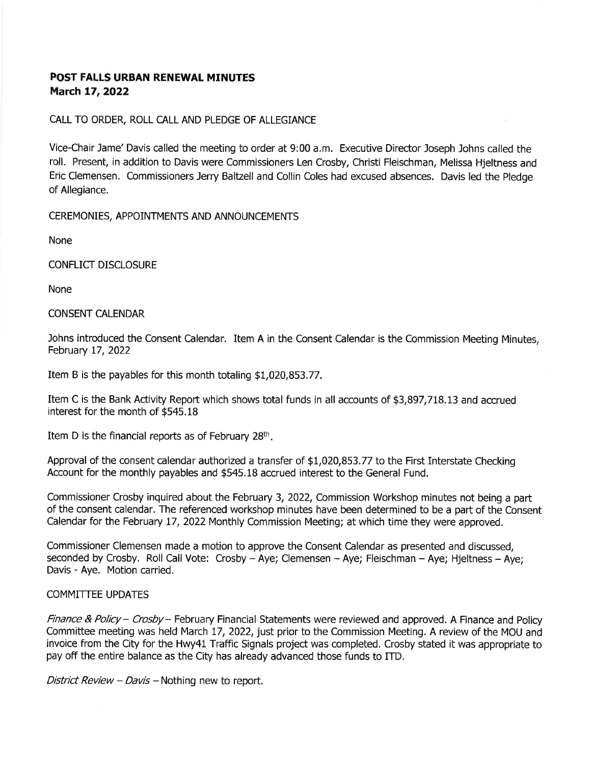# POST FALLS URBAN RENEWAL MINUTES
## March 17, 2022

CALL TO ORDER, ROLL CALL AND PLEDGE OF ALLEGIANCE

Vice-Chair Jame' Davis called the meeting to order at 9:00 a.m. Executive Director Joseph Johns called the roll. Present, in addition to Davis were Commissioners Len Crosby, Christi Fleischman, Melissa Hjeltness and Eric Clemensen. Commissioners Jerry Baltzell and Collin Coles had excused absences. Davis led the Pledge of Allegiance.

CEREMONIES, APPOINTMENTS AND ANNOUNCEMENTS

None

CONFLICT DISCLOSURE

None

CONSENT CALENDAR

Johns introduced the Consent Calendar. Item A in the Consent Calendar is the Commission Meeting Minutes, February 17, 2022

Item B is the payables for this month totaling $1,020,853.77.

Item C is the Bank Activity Report which shows total funds in all accounts of $3,897,718.13 and accrued interest for the month of $545.18

Item D is the financial reports as of February 28th.

Approval of the consent calendar authorized a transfer of $1,020,853.77 to the First Interstate Checking Account for the monthly payables and $545.18 accrued interest to the General Fund.

Commissioner Crosby inquired about the February 3, 2022, Commission Workshop minutes not being a part of the consent calendar. The referenced workshop minutes have been determined to be a part of the Consent Calendar for the February 17, 2022 Monthly Commission Meeting; at which time they were approved.

Commissioner Clemensen made a motion to approve the Consent Calendar as presented and discussed, seconded by Crosby. Roll Call Vote: Crosby – Aye; Clemensen – Aye; Fleischman – Aye; Hjeltness – Aye; Davis - Aye. Motion carried.

COMMITTEE UPDATES

*Finance & Policy – Crosby* – February Financial Statements were reviewed and approved. A Finance and Policy Committee meeting was held March 17, 2022, just prior to the Commission Meeting. A review of the MOU and invoice from the City for the Hwy41 Traffic Signals project was completed. Crosby stated it was appropriate to pay off the entire balance as the City has already advanced those funds to ITD.

*District Review – Davis* – Nothing new to report.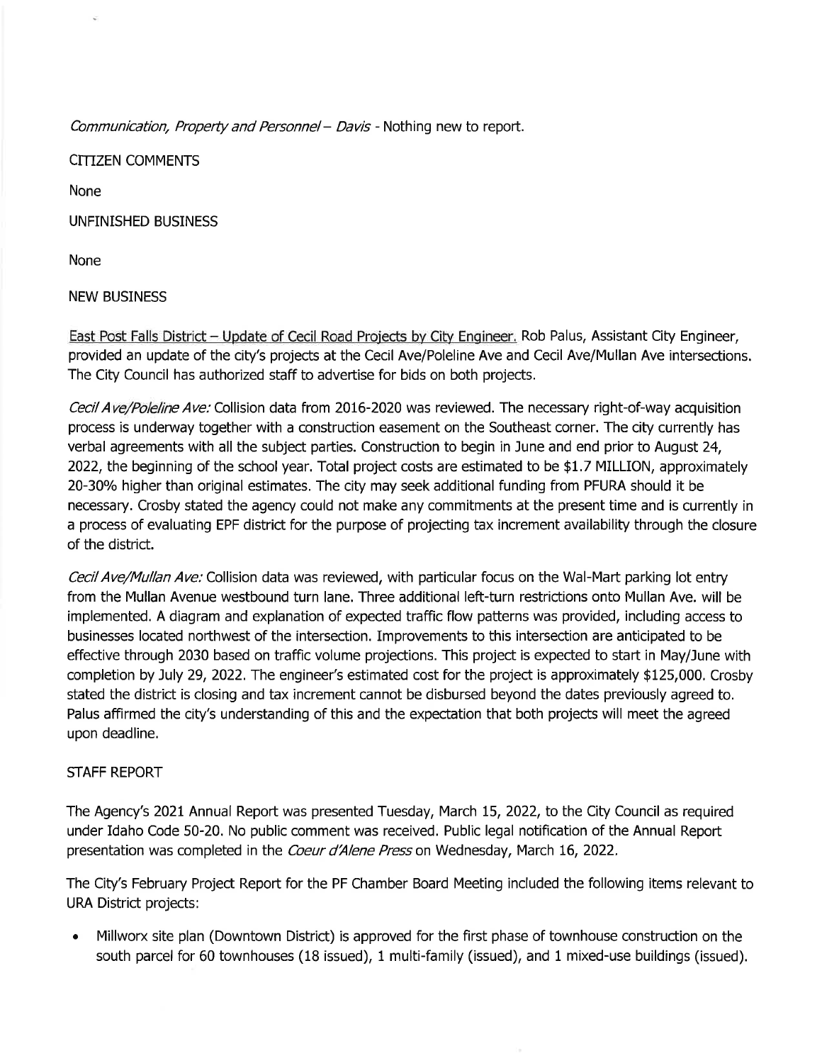*Communication, Property and Personnel – Davis* - Nothing new to report.

CITIZEN COMMENTS

None

UNFINISHED BUSINESS

None

NEW BUSINESS

East Post Falls District – Update of Cecil Road Projects by City Engineer. Rob Palus, Assistant City Engineer, provided an update of the city's projects at the Cecil Ave/Poleline Ave and Cecil Ave/Mullan Ave intersections. The City Council has authorized staff to advertise for bids on both projects.

*Cecil Ave/Poleline Ave:* Collision data from 2016-2020 was reviewed. The necessary right-of-way acquisition process is underway together with a construction easement on the Southeast corner. The city currently has verbal agreements with all the subject parties. Construction to begin in June and end prior to August 24, 2022, the beginning of the school year. Total project costs are estimated to be $1.7 MILLION, approximately 20-30% higher than original estimates. The city may seek additional funding from PFURA should it be necessary. Crosby stated the agency could not make any commitments at the present time and is currently in a process of evaluating EPF district for the purpose of projecting tax increment availability through the closure of the district.

*Cecil Ave/Mullan Ave:* Collision data was reviewed, with particular focus on the Wal-Mart parking lot entry from the Mullan Avenue westbound turn lane. Three additional left-turn restrictions onto Mullan Ave. will be implemented. A diagram and explanation of expected traffic flow patterns was provided, including access to businesses located northwest of the intersection. Improvements to this intersection are anticipated to be effective through 2030 based on traffic volume projections. This project is expected to start in May/June with completion by July 29, 2022. The engineer's estimated cost for the project is approximately $125,000. Crosby stated the district is closing and tax increment cannot be disbursed beyond the dates previously agreed to. Palus affirmed the city's understanding of this and the expectation that both projects will meet the agreed upon deadline.

STAFF REPORT

The Agency's 2021 Annual Report was presented Tuesday, March 15, 2022, to the City Council as required under Idaho Code 50-20. No public comment was received. Public legal notification of the Annual Report presentation was completed in the *Coeur d'Alene Press* on Wednesday, March 16, 2022.

The City's February Project Report for the PF Chamber Board Meeting included the following items relevant to URA District projects:

- Millworx site plan (Downtown District) is approved for the first phase of townhouse construction on the south parcel for 60 townhouses (18 issued), 1 multi-family (issued), and 1 mixed-use buildings (issued).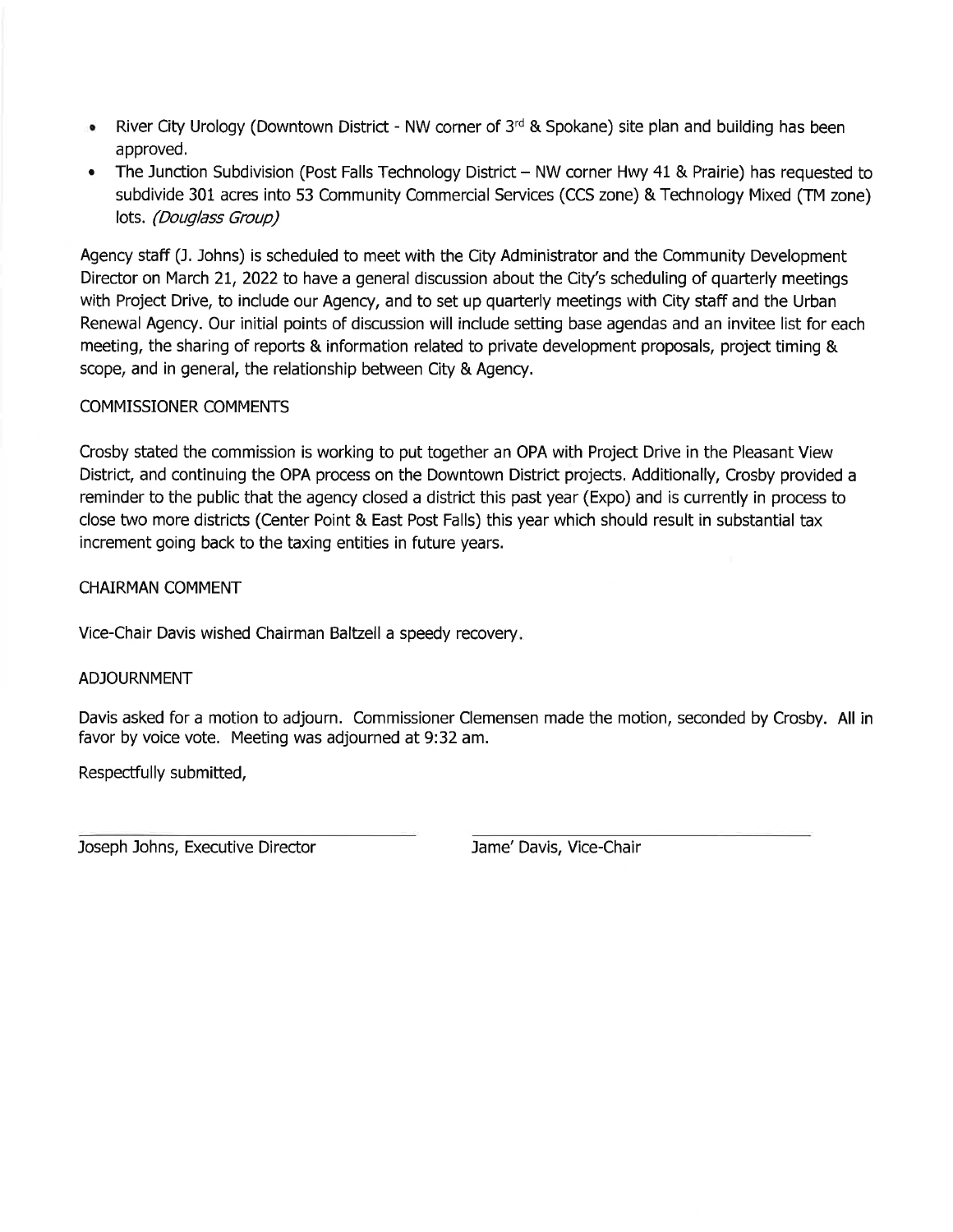- River City Urology (Downtown District - NW corner of 3rd & Spokane) site plan and building has been approved.
- The Junction Subdivision (Post Falls Technology District – NW corner Hwy 41 & Prairie) has requested to subdivide 301 acres into 53 Community Commercial Services (CCS zone) & Technology Mixed (TM zone) lots. *(Douglass Group)*

Agency staff (J. Johns) is scheduled to meet with the City Administrator and the Community Development Director on March 21, 2022 to have a general discussion about the City's scheduling of quarterly meetings with Project Drive, to include our Agency, and to set up quarterly meetings with City staff and the Urban Renewal Agency. Our initial points of discussion will include setting base agendas and an invitee list for each meeting, the sharing of reports & information related to private development proposals, project timing & scope, and in general, the relationship between City & Agency.

COMMISSIONER COMMENTS

Crosby stated the commission is working to put together an OPA with Project Drive in the Pleasant View District, and continuing the OPA process on the Downtown District projects. Additionally, Crosby provided a reminder to the public that the agency closed a district this past year (Expo) and is currently in process to close two more districts (Center Point & East Post Falls) this year which should result in substantial tax increment going back to the taxing entities in future years.

CHAIRMAN COMMENT

Vice-Chair Davis wished Chairman Baltzell a speedy recovery.

ADJOURNMENT

Davis asked for a motion to adjourn. Commissioner Clemensen made the motion, seconded by Crosby. All in favor by voice vote. Meeting was adjourned at 9:32 am.

Respectfully submitted,

Joseph Johns, Executive Director

Jame' Davis, Vice-Chair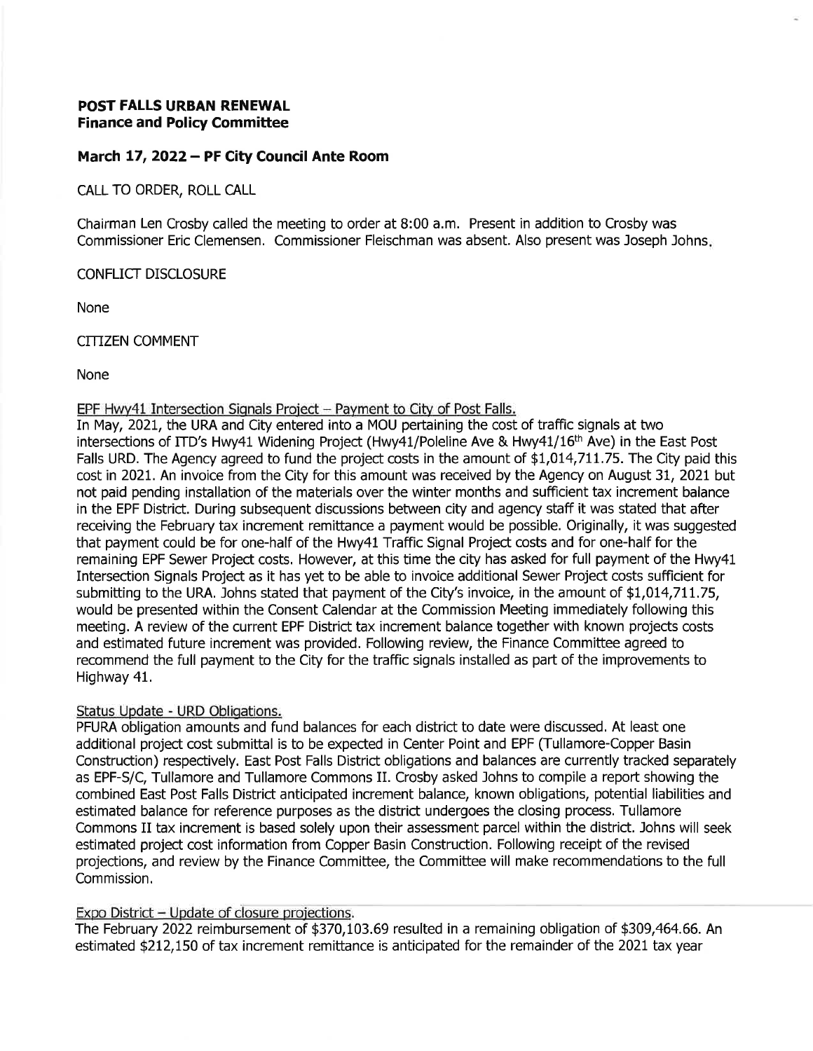**POST FALLS URBAN RENEWAL**
**Finance and Policy Committee**

**March 17, 2022 – PF City Council Ante Room**

CALL TO ORDER, ROLL CALL

Chairman Len Crosby called the meeting to order at 8:00 a.m. Present in addition to Crosby was Commissioner Eric Clemensen. Commissioner Fleischman was absent. Also present was Joseph Johns.

CONFLICT DISCLOSURE

None

CITIZEN COMMENT

None

EPF Hwy41 Intersection Signals Project – Payment to City of Post Falls.

In May, 2021, the URA and City entered into a MOU pertaining the cost of traffic signals at two intersections of ITD's Hwy41 Widening Project (Hwy41/Poleline Ave & Hwy41/16th Ave) in the East Post Falls URD. The Agency agreed to fund the project costs in the amount of $1,014,711.75. The City paid this cost in 2021. An invoice from the City for this amount was received by the Agency on August 31, 2021 but not paid pending installation of the materials over the winter months and sufficient tax increment balance in the EPF District. During subsequent discussions between city and agency staff it was stated that after receiving the February tax increment remittance a payment would be possible. Originally, it was suggested that payment could be for one-half of the Hwy41 Traffic Signal Project costs and for one-half for the remaining EPF Sewer Project costs. However, at this time the city has asked for full payment of the Hwy41 Intersection Signals Project as it has yet to be able to invoice additional Sewer Project costs sufficient for submitting to the URA. Johns stated that payment of the City's invoice, in the amount of $1,014,711.75, would be presented within the Consent Calendar at the Commission Meeting immediately following this meeting. A review of the current EPF District tax increment balance together with known projects costs and estimated future increment was provided. Following review, the Finance Committee agreed to recommend the full payment to the City for the traffic signals installed as part of the improvements to Highway 41.

Status Update - URD Obligations.

PFURA obligation amounts and fund balances for each district to date were discussed. At least one additional project cost submittal is to be expected in Center Point and EPF (Tullamore-Copper Basin Construction) respectively. East Post Falls District obligations and balances are currently tracked separately as EPF-S/C, Tullamore and Tullamore Commons II. Crosby asked Johns to compile a report showing the combined East Post Falls District anticipated increment balance, known obligations, potential liabilities and estimated balance for reference purposes as the district undergoes the closing process. Tullamore Commons II tax increment is based solely upon their assessment parcel within the district. Johns will seek estimated project cost information from Copper Basin Construction. Following receipt of the revised projections, and review by the Finance Committee, the Committee will make recommendations to the full Commission.

Expo District – Update of closure projections.

The February 2022 reimbursement of $370,103.69 resulted in a remaining obligation of $309,464.66. An estimated $212,150 of tax increment remittance is anticipated for the remainder of the 2021 tax year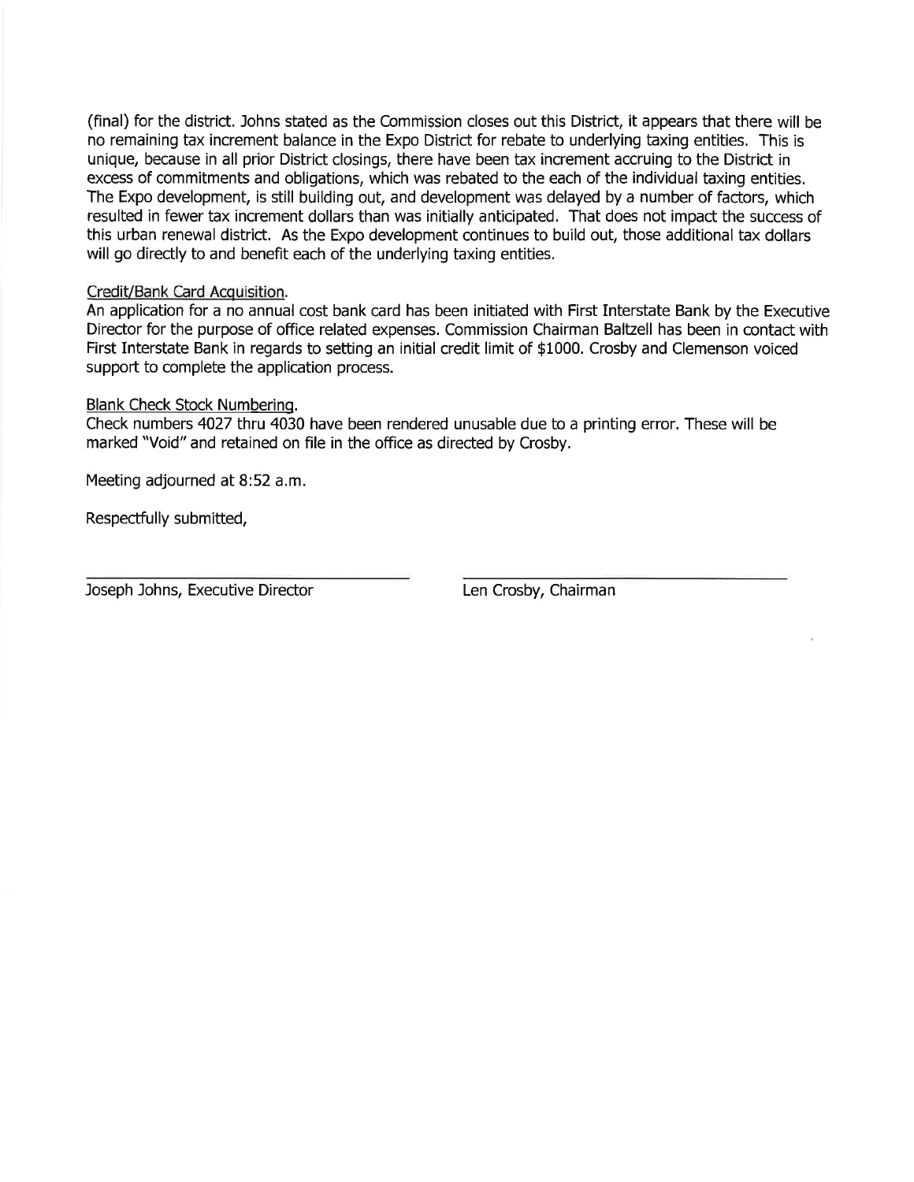(final) for the district. Johns stated as the Commission closes out this District, it appears that there will be no remaining tax increment balance in the Expo District for rebate to underlying taxing entities. This is unique, because in all prior District closings, there have been tax increment accruing to the District in excess of commitments and obligations, which was rebated to the each of the individual taxing entities. The Expo development, is still building out, and development was delayed by a number of factors, which resulted in fewer tax increment dollars than was initially anticipated. That does not impact the success of this urban renewal district. As the Expo development continues to build out, those additional tax dollars will go directly to and benefit each of the underlying taxing entities.

<u>Credit/Bank Card Acquisition</u>.

An application for a no annual cost bank card has been initiated with First Interstate Bank by the Executive Director for the purpose of office related expenses. Commission Chairman Baltzell has been in contact with First Interstate Bank in regards to setting an initial credit limit of $1000. Crosby and Clemenson voiced support to complete the application process.

<u>Blank Check Stock Numbering</u>.

Check numbers 4027 thru 4030 have been rendered unusable due to a printing error. These will be marked "Void" and retained on file in the office as directed by Crosby.

Meeting adjourned at 8:52 a.m.

Respectfully submitted,

Joseph Johns, Executive Director

Len Crosby, Chairman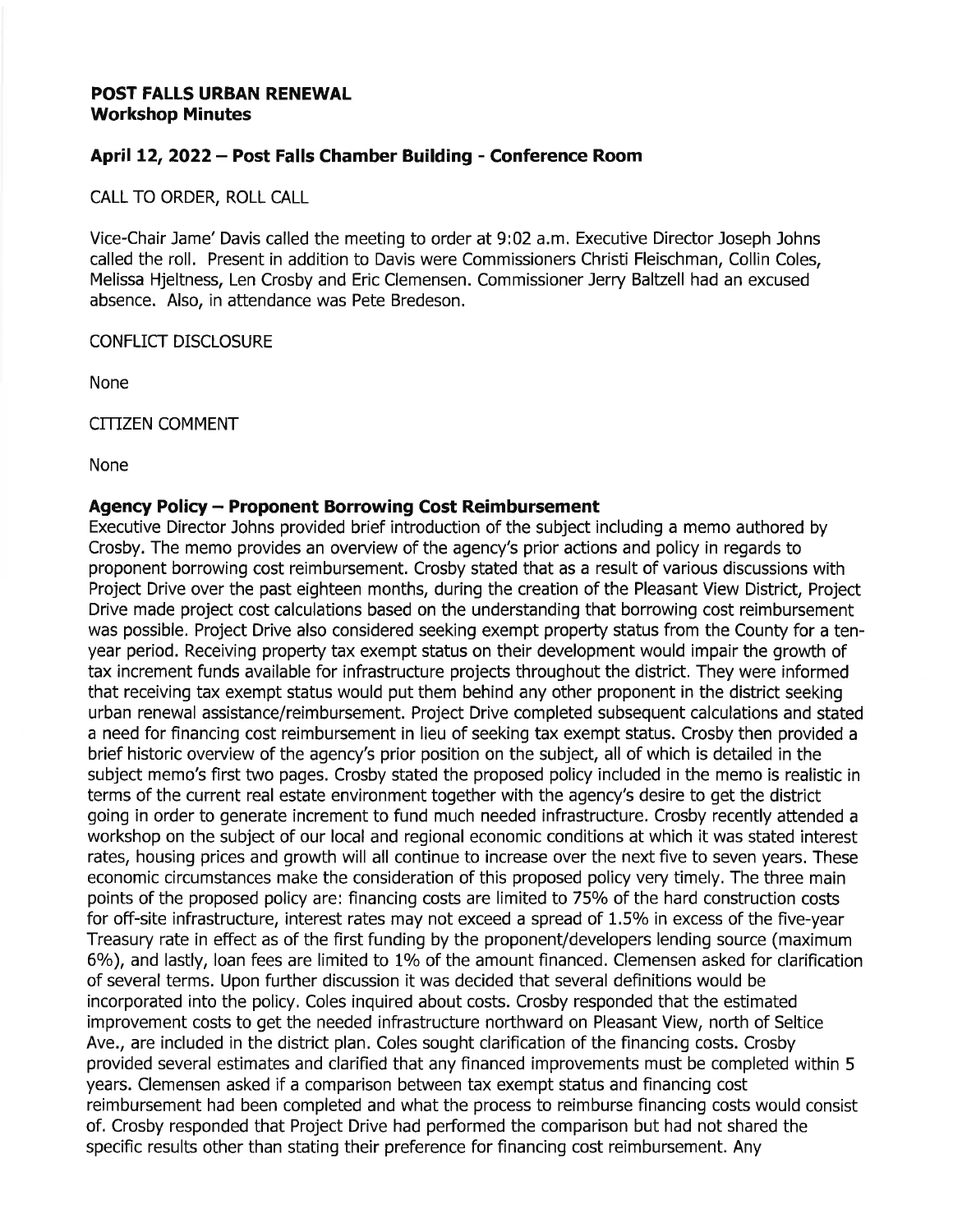**POST FALLS URBAN RENEWAL**
**Workshop Minutes**

## April 12, 2022 – Post Falls Chamber Building - Conference Room

CALL TO ORDER, ROLL CALL

Vice-Chair Jame' Davis called the meeting to order at 9:02 a.m. Executive Director Joseph Johns called the roll. Present in addition to Davis were Commissioners Christi Fleischman, Collin Coles, Melissa Hjeltness, Len Crosby and Eric Clemensen. Commissioner Jerry Baltzell had an excused absence. Also, in attendance was Pete Bredeson.

CONFLICT DISCLOSURE

None

CITIZEN COMMENT

None

**Agency Policy – Proponent Borrowing Cost Reimbursement**

Executive Director Johns provided brief introduction of the subject including a memo authored by Crosby. The memo provides an overview of the agency's prior actions and policy in regards to proponent borrowing cost reimbursement. Crosby stated that as a result of various discussions with Project Drive over the past eighteen months, during the creation of the Pleasant View District, Project Drive made project cost calculations based on the understanding that borrowing cost reimbursement was possible. Project Drive also considered seeking exempt property status from the County for a ten-year period. Receiving property tax exempt status on their development would impair the growth of tax increment funds available for infrastructure projects throughout the district. They were informed that receiving tax exempt status would put them behind any other proponent in the district seeking urban renewal assistance/reimbursement. Project Drive completed subsequent calculations and stated a need for financing cost reimbursement in lieu of seeking tax exempt status. Crosby then provided a brief historic overview of the agency's prior position on the subject, all of which is detailed in the subject memo's first two pages. Crosby stated the proposed policy included in the memo is realistic in terms of the current real estate environment together with the agency's desire to get the district going in order to generate increment to fund much needed infrastructure. Crosby recently attended a workshop on the subject of our local and regional economic conditions at which it was stated interest rates, housing prices and growth will all continue to increase over the next five to seven years. These economic circumstances make the consideration of this proposed policy very timely. The three main points of the proposed policy are: financing costs are limited to 75% of the hard construction costs for off-site infrastructure, interest rates may not exceed a spread of 1.5% in excess of the five-year Treasury rate in effect as of the first funding by the proponent/developers lending source (maximum 6%), and lastly, loan fees are limited to 1% of the amount financed. Clemensen asked for clarification of several terms. Upon further discussion it was decided that several definitions would be incorporated into the policy. Coles inquired about costs. Crosby responded that the estimated improvement costs to get the needed infrastructure northward on Pleasant View, north of Seltice Ave., are included in the district plan. Coles sought clarification of the financing costs. Crosby provided several estimates and clarified that any financed improvements must be completed within 5 years. Clemensen asked if a comparison between tax exempt status and financing cost reimbursement had been completed and what the process to reimburse financing costs would consist of. Crosby responded that Project Drive had performed the comparison but had not shared the specific results other than stating their preference for financing cost reimbursement. Any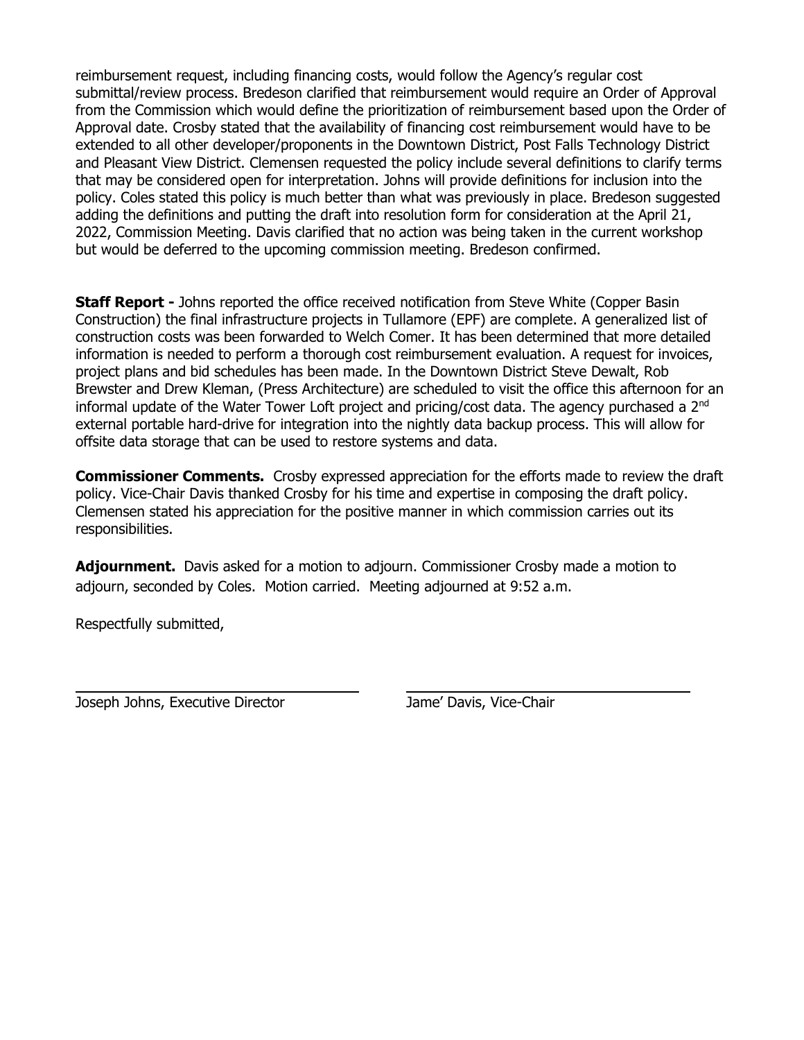reimbursement request, including financing costs, would follow the Agency's regular cost submittal/review process. Bredeson clarified that reimbursement would require an Order of Approval from the Commission which would define the prioritization of reimbursement based upon the Order of Approval date. Crosby stated that the availability of financing cost reimbursement would have to be extended to all other developer/proponents in the Downtown District, Post Falls Technology District and Pleasant View District. Clemensen requested the policy include several definitions to clarify terms that may be considered open for interpretation. Johns will provide definitions for inclusion into the policy. Coles stated this policy is much better than what was previously in place. Bredeson suggested adding the definitions and putting the draft into resolution form for consideration at the April 21, 2022, Commission Meeting. Davis clarified that no action was being taken in the current workshop but would be deferred to the upcoming commission meeting. Bredeson confirmed.

**Staff Report -** Johns reported the office received notification from Steve White (Copper Basin Construction) the final infrastructure projects in Tullamore (EPF) are complete. A generalized list of construction costs was been forwarded to Welch Comer. It has been determined that more detailed information is needed to perform a thorough cost reimbursement evaluation. A request for invoices, project plans and bid schedules has been made. In the Downtown District Steve Dewalt, Rob Brewster and Drew Kleman, (Press Architecture) are scheduled to visit the office this afternoon for an informal update of the Water Tower Loft project and pricing/cost data. The agency purchased a 2nd external portable hard-drive for integration into the nightly data backup process. This will allow for offsite data storage that can be used to restore systems and data.

**Commissioner Comments.** Crosby expressed appreciation for the efforts made to review the draft policy. Vice-Chair Davis thanked Crosby for his time and expertise in composing the draft policy. Clemensen stated his appreciation for the positive manner in which commission carries out its responsibilities.

**Adjournment.** Davis asked for a motion to adjourn. Commissioner Crosby made a motion to adjourn, seconded by Coles. Motion carried. Meeting adjourned at 9:52 a.m.

Respectfully submitted,

Joseph Johns, Executive Director

Jame' Davis, Vice-Chair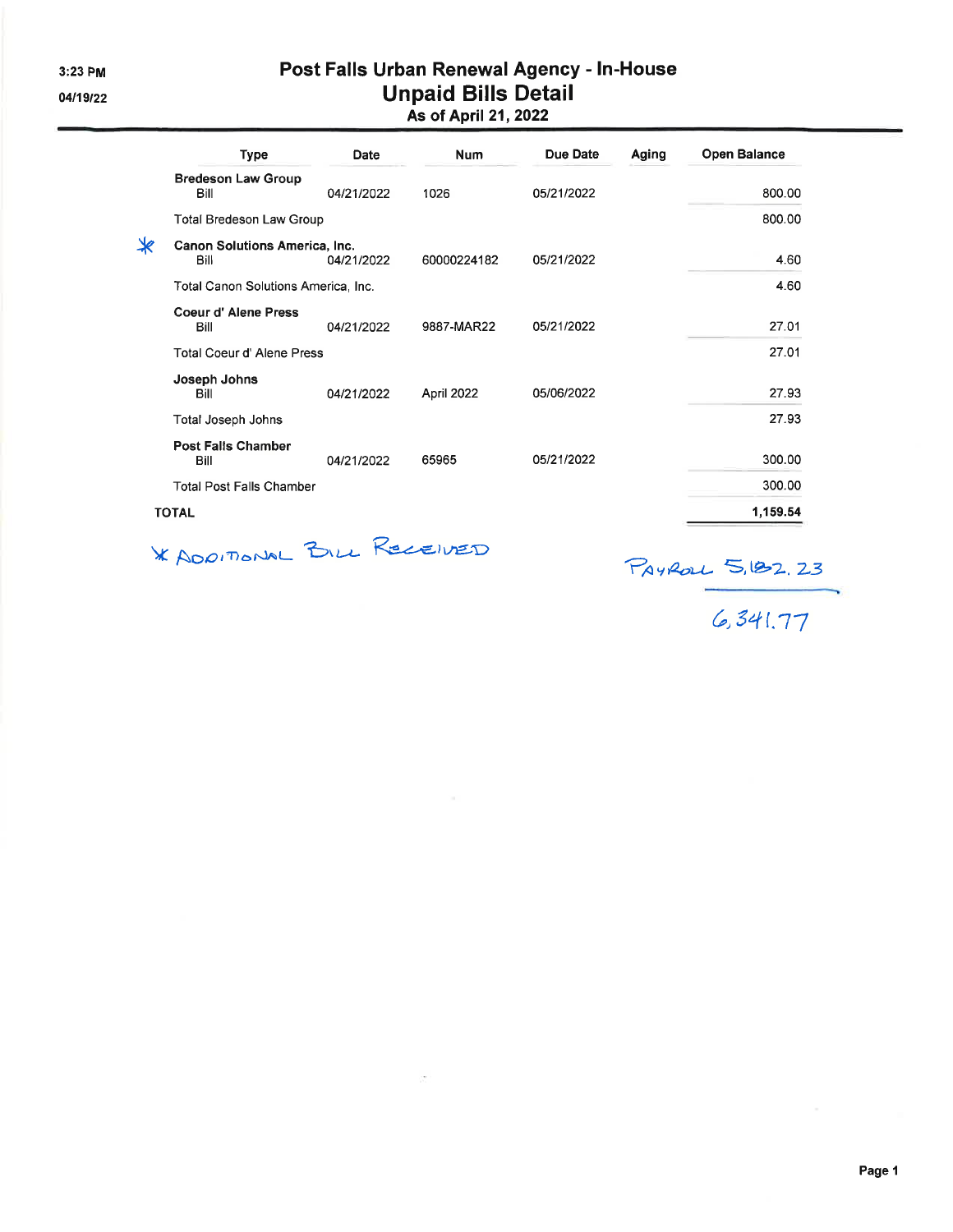# Post Falls Urban Renewal Agency - In-House

## Unpaid Bills Detail

### As of April 21, 2022

3:23 PM

04/19/22

| Type | Date | Num | Due Date | Aging | Open Balance |
|---|---|---|---|---|---|
| **Bredeson Law Group** | | | | | |
| Bill | 04/21/2022 | 1026 | 05/21/2022 | | 800.00 |
| Total Bredeson Law Group | | | | | 800.00 |
| * **Canon Solutions America, Inc.** | | | | | |
| Bill | 04/21/2022 | 60000224182 | 05/21/2022 | | 4.60 |
| Total Canon Solutions America, Inc. | | | | | 4.60 |
| **Coeur d' Alene Press** | | | | | |
| Bill | 04/21/2022 | 9887-MAR22 | 05/21/2022 | | 27.01 |
| Total Coeur d' Alene Press | | | | | 27.01 |
| **Joseph Johns** | | | | | |
| Bill | 04/21/2022 | April 2022 | 05/06/2022 | | 27.93 |
| Total Joseph Johns | | | | | 27.93 |
| **Post Falls Chamber** | | | | | |
| Bill | 04/21/2022 | 65965 | 05/21/2022 | | 300.00 |
| Total Post Falls Chamber | | | | | 300.00 |
| **TOTAL** | | | | | **1,159.54** |

* ADDITIONAL BILL RECEIVED

PAYROLL 5,182.23

6,341.77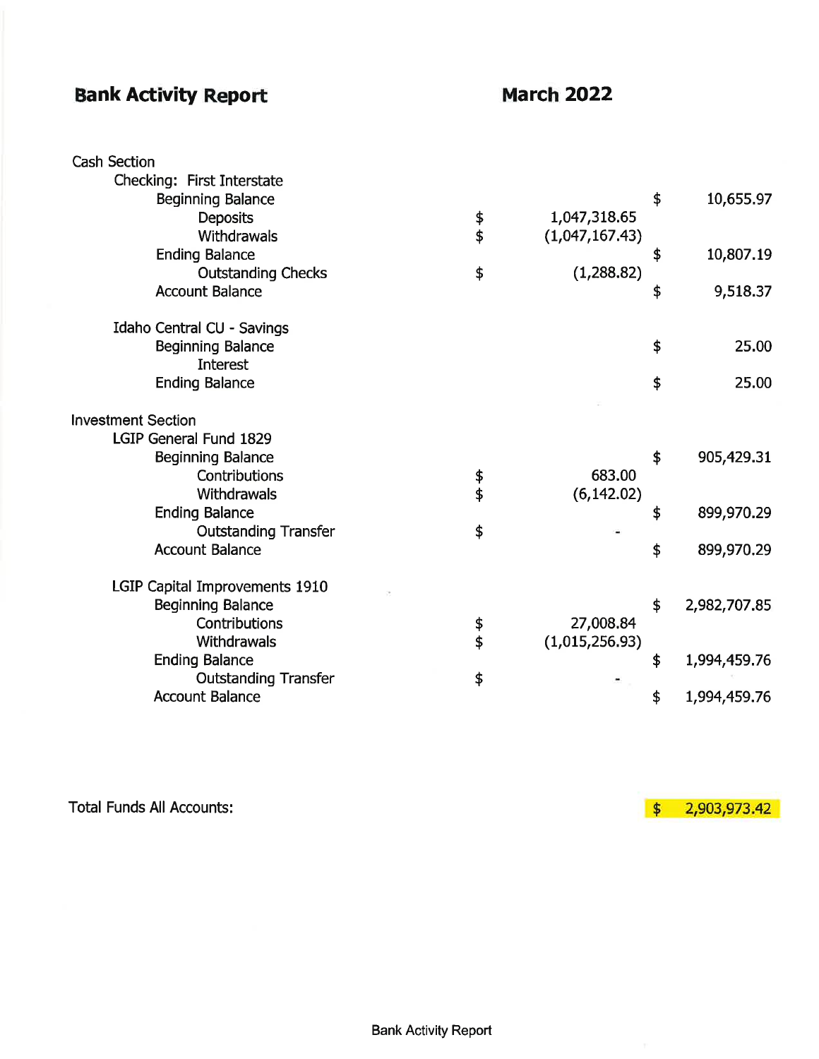# Bank Activity Report

## March 2022

| | | | | |
|---|---|---|---|---|
| **Cash Section** | | | | |
| Checking: First Interstate | | | | |
| Beginning Balance | | | $ | 10,655.97 |
| Deposits | $ | 1,047,318.65 | | |
| Withdrawals | $ | (1,047,167.43) | | |
| Ending Balance | | | $ | 10,807.19 |
| Outstanding Checks | $ | (1,288.82) | | |
| Account Balance | | | $ | 9,518.37 |
| | | | | |
| Idaho Central CU - Savings | | | | |
| Beginning Balance | | | $ | 25.00 |
| Interest | | | | |
| Ending Balance | | | $ | 25.00 |
| | | | | |
| **Investment Section** | | | | |
| LGIP General Fund 1829 | | | | |
| Beginning Balance | | | $ | 905,429.31 |
| Contributions | $ | 683.00 | | |
| Withdrawals | $ | (6,142.02) | | |
| Ending Balance | | | $ | 899,970.29 |
| Outstanding Transfer | $ | - | | |
| Account Balance | | | $ | 899,970.29 |
| | | | | |
| LGIP Capital Improvements 1910 | | | | |
| Beginning Balance | | | $ | 2,982,707.85 |
| Contributions | $ | 27,008.84 | | |
| Withdrawals | $ | (1,015,256.93) | | |
| Ending Balance | | | $ | 1,994,459.76 |
| Outstanding Transfer | $ | - | | |
| Account Balance | | | $ | 1,994,459.76 |
| | | | | |
| **Total Funds All Accounts:** | | | $ | 2,903,973.42 |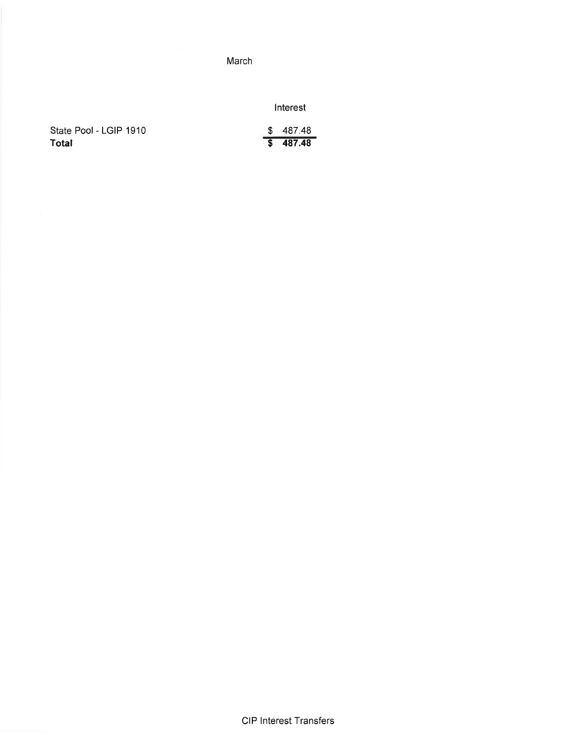March

| | Interest |
|---|---|
| State Pool - LGIP 1910 | $ 487.48 |
| **Total** | **$ 487.48** |

CIP Interest Transfers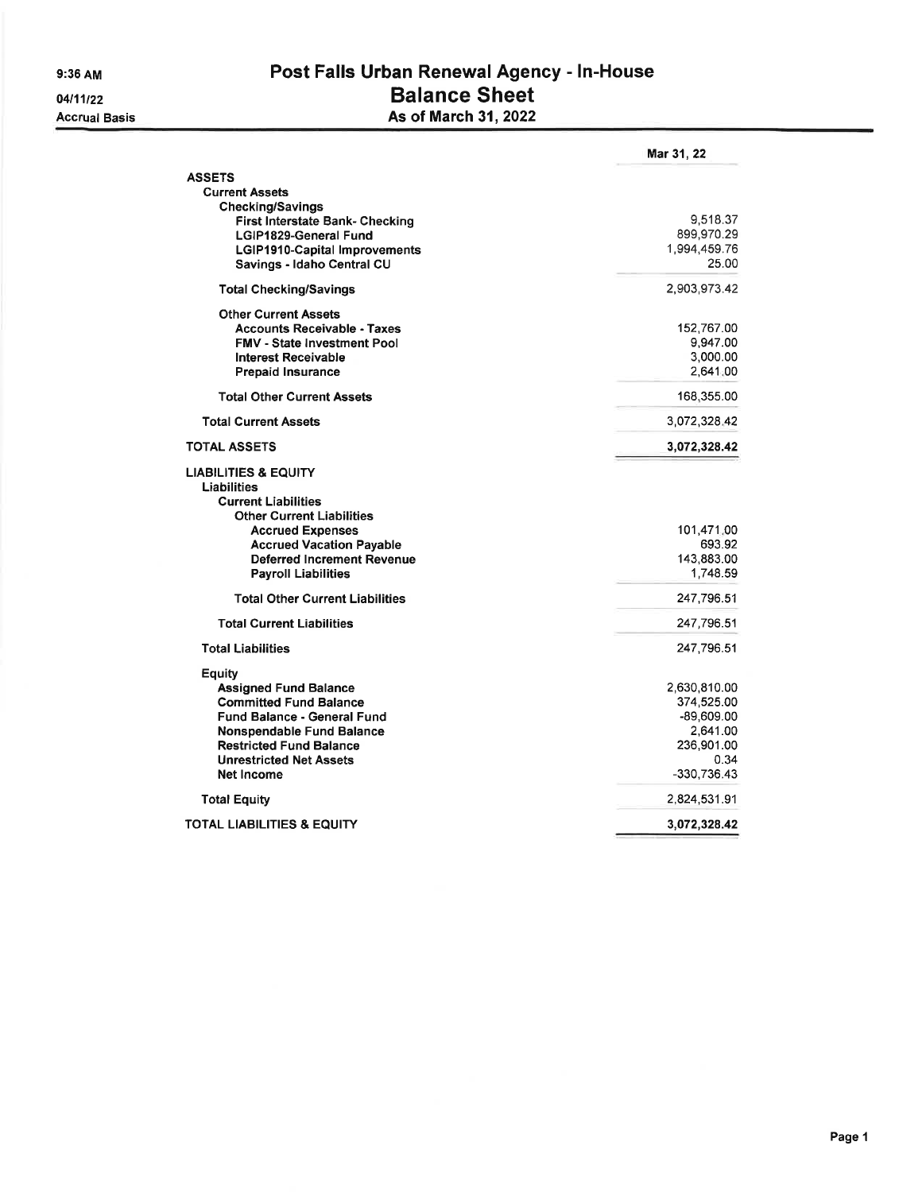9:36 AM

04/11/22

Accrual Basis

# Post Falls Urban Renewal Agency - In-House
## Balance Sheet
### As of March 31, 2022

| | Mar 31, 22 |
|---|---|
| **ASSETS** | |
| **Current Assets** | |
| **Checking/Savings** | |
| **First Interstate Bank- Checking** | 9,518.37 |
| **LGIP1829-General Fund** | 899,970.29 |
| **LGIP1910-Capital Improvements** | 1,994,459.76 |
| **Savings - Idaho Central CU** | 25.00 |
| **Total Checking/Savings** | 2,903,973.42 |
| **Other Current Assets** | |
| **Accounts Receivable - Taxes** | 152,767.00 |
| **FMV - State Investment Pool** | 9,947.00 |
| **Interest Receivable** | 3,000.00 |
| **Prepaid Insurance** | 2,641.00 |
| **Total Other Current Assets** | 168,355.00 |
| **Total Current Assets** | 3,072,328.42 |
| **TOTAL ASSETS** | **3,072,328.42** |
| **LIABILITIES & EQUITY** | |
| **Liabilities** | |
| **Current Liabilities** | |
| **Other Current Liabilities** | |
| **Accrued Expenses** | 101,471.00 |
| **Accrued Vacation Payable** | 693.92 |
| **Deferred Increment Revenue** | 143,883.00 |
| **Payroll Liabilities** | 1,748.59 |
| **Total Other Current Liabilities** | 247,796.51 |
| **Total Current Liabilities** | 247,796.51 |
| **Total Liabilities** | 247,796.51 |
| **Equity** | |
| **Assigned Fund Balance** | 2,630,810.00 |
| **Committed Fund Balance** | 374,525.00 |
| **Fund Balance - General Fund** | -89,609.00 |
| **Nonspendable Fund Balance** | 2,641.00 |
| **Restricted Fund Balance** | 236,901.00 |
| **Unrestricted Net Assets** | 0.34 |
| **Net Income** | -330,736.43 |
| **Total Equity** | 2,824,531.91 |
| **TOTAL LIABILITIES & EQUITY** | **3,072,328.42** |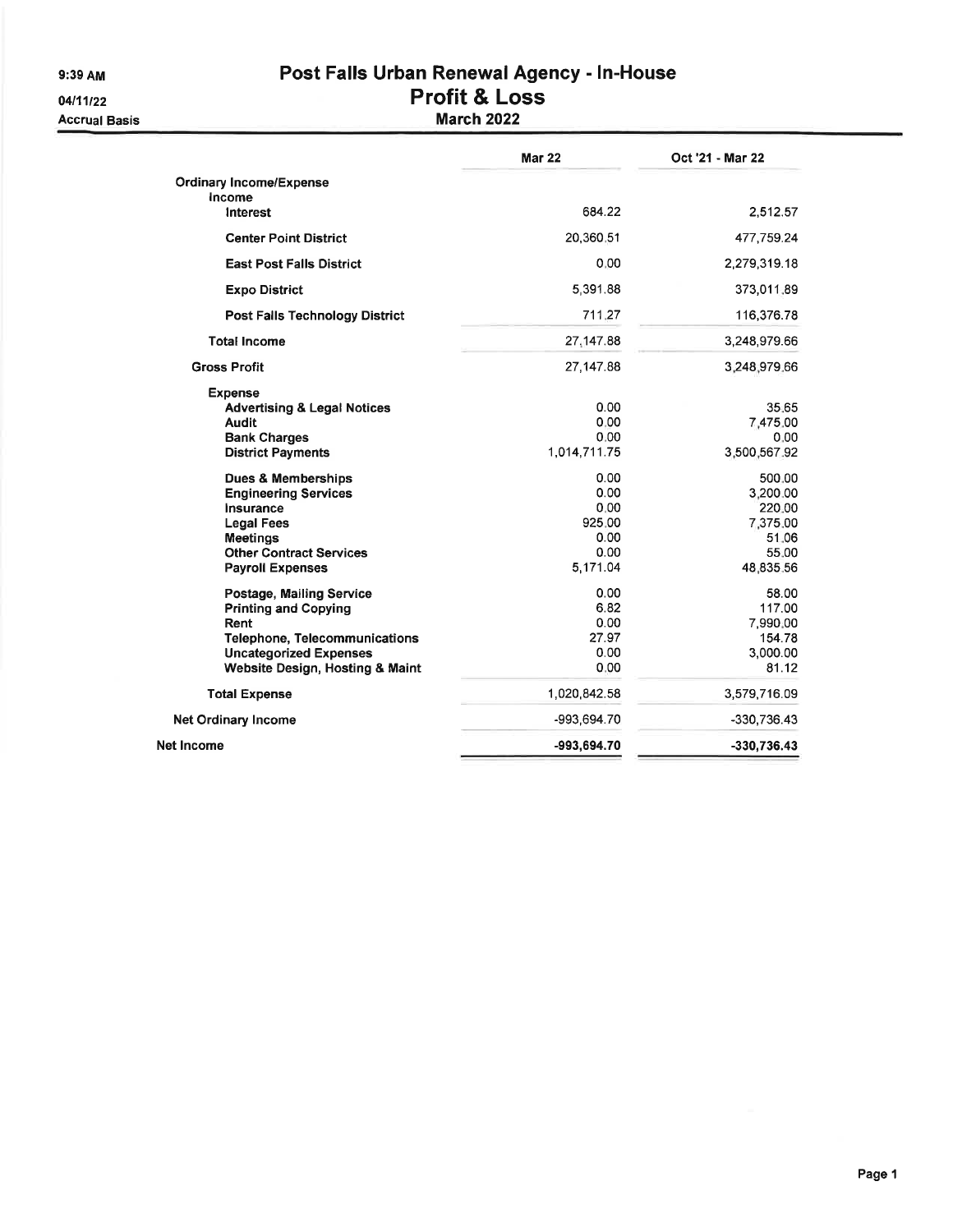9:39 AM

04/11/22

Accrual Basis

# Post Falls Urban Renewal Agency - In-House
## Profit & Loss
### March 2022

| | Mar 22 | Oct '21 - Mar 22 |
|---|---|---|
| **Ordinary Income/Expense** | | |
| **Income** | | |
| **Interest** | 684.22 | 2,512.57 |
| **Center Point District** | 20,360.51 | 477,759.24 |
| **East Post Falls District** | 0.00 | 2,279,319.18 |
| **Expo District** | 5,391.88 | 373,011.89 |
| **Post Falls Technology District** | 711.27 | 116,376.78 |
| **Total Income** | 27,147.88 | 3,248,979.66 |
| **Gross Profit** | 27,147.88 | 3,248,979.66 |
| **Expense** | | |
| **Advertising & Legal Notices** | 0.00 | 35.65 |
| **Audit** | 0.00 | 7,475.00 |
| **Bank Charges** | 0.00 | 0.00 |
| **District Payments** | 1,014,711.75 | 3,500,567.92 |
| **Dues & Memberships** | 0.00 | 500.00 |
| **Engineering Services** | 0.00 | 3,200.00 |
| **Insurance** | 0.00 | 220.00 |
| **Legal Fees** | 925.00 | 7,375.00 |
| **Meetings** | 0.00 | 51.06 |
| **Other Contract Services** | 0.00 | 55.00 |
| **Payroll Expenses** | 5,171.04 | 48,835.56 |
| **Postage, Mailing Service** | 0.00 | 58.00 |
| **Printing and Copying** | 6.82 | 117.00 |
| **Rent** | 0.00 | 7,990.00 |
| **Telephone, Telecommunications** | 27.97 | 154.78 |
| **Uncategorized Expenses** | 0.00 | 3,000.00 |
| **Website Design, Hosting & Maint** | 0.00 | 81.12 |
| **Total Expense** | 1,020,842.58 | 3,579,716.09 |
| **Net Ordinary Income** | -993,694.70 | -330,736.43 |
| **Net Income** | **-993,694.70** | **-330,736.43** |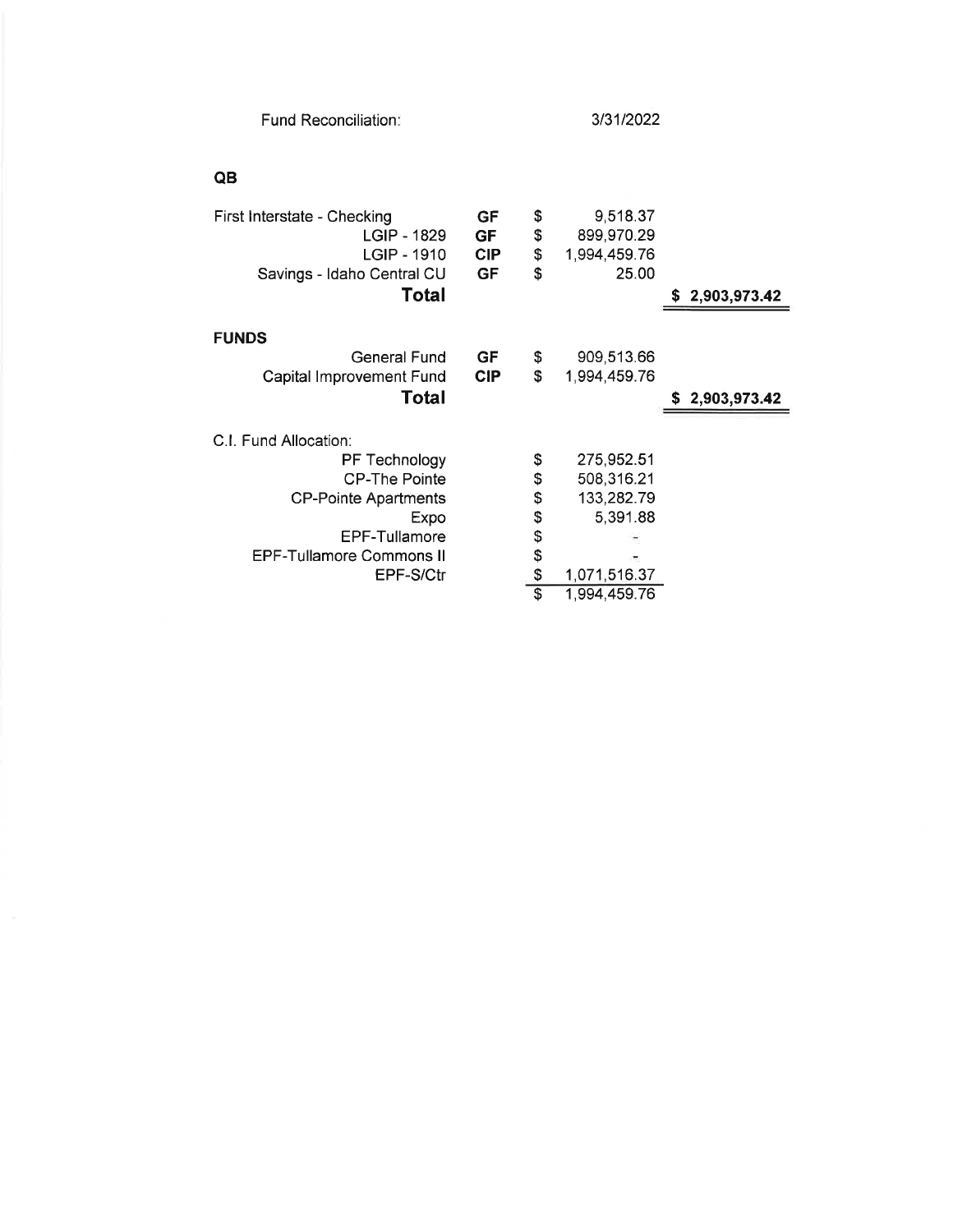Fund Reconciliation: 3/31/2022

**QB**

| | | | |
|---|---|---|---|
| First Interstate - Checking | GF | $ 9,518.37 | |
| LGIP - 1829 | GF | $ 899,970.29 | |
| LGIP - 1910 | CIP | $ 1,994,459.76 | |
| Savings - Idaho Central CU | GF | $ 25.00 | |
| **Total** | | | $ 2,903,973.42 |

**FUNDS**

| | | | |
|---|---|---|---|
| General Fund | GF | $ 909,513.66 | |
| Capital Improvement Fund | CIP | $ 1,994,459.76 | |
| **Total** | | | $ 2,903,973.42 |

C.I. Fund Allocation:

| | |
|---|---|
| PF Technology | $ 275,952.51 |
| CP-The Pointe | $ 508,316.21 |
| CP-Pointe Apartments | $ 133,282.79 |
| Expo | $ 5,391.88 |
| EPF-Tullamore | $ - |
| EPF-Tullamore Commons II | $ - |
| EPF-S/Ctr | $ 1,071,516.37 |
| | $ 1,994,459.76 |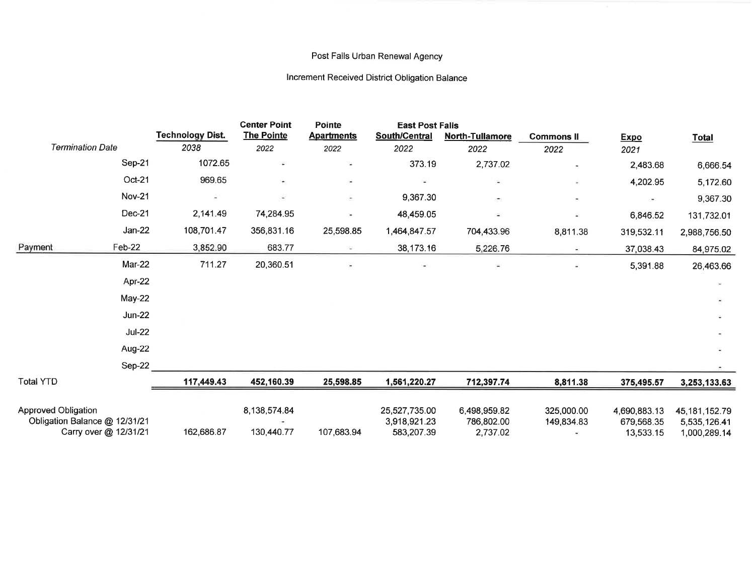Post Falls Urban Renewal Agency

Increment Received District Obligation Balance

| | | Technology Dist. | Center Point The Pointe | Pointe Apartments | East Post Falls South/Central | North-Tullamore | Commons II | Expo | Total |
|---|---|---|---|---|---|---|---|---|---|
| *Termination Date* | | *2038* | *2022* | *2022* | *2022* | *2022* | *2022* | *2021* | |
| | Sep-21 | 1072.65 | - | - | 373.19 | 2,737.02 | - | 2,483.68 | 6,666.54 |
| | Oct-21 | 969.65 | - | - | - | - | - | 4,202.95 | 5,172.60 |
| | Nov-21 | - | - | - | 9,367.30 | - | - | - | 9,367.30 |
| | Dec-21 | 2,141.49 | 74,284.95 | - | 48,459.05 | - | - | 6,846.52 | 131,732.01 |
| | Jan-22 | 108,701.47 | 356,831.16 | 25,598.85 | 1,464,847.57 | 704,433.96 | 8,811.38 | 319,532.11 | 2,988,756.50 |
| Payment | Feb-22 | 3,852.90 | 683.77 | - | 38,173.16 | 5,226.76 | - | 37,038.43 | 84,975.02 |
| | Mar-22 | 711.27 | 20,360.51 | - | - | - | - | 5,391.88 | 26,463.66 |
| | Apr-22 | | | | | | | | - |
| | May-22 | | | | | | | | - |
| | Jun-22 | | | | | | | | - |
| | Jul-22 | | | | | | | | - |
| | Aug-22 | | | | | | | | - |
| | Sep-22 | | | | | | | | - |
| Total YTD | | **117,449.43** | **452,160.39** | **25,598.85** | **1,561,220.27** | **712,397.74** | **8,811.38** | **375,495.57** | **3,253,133.63** |
| Approved Obligation | | | 8,138,574.84 | | 25,527,735.00 | 6,498,959.82 | 325,000.00 | 4,690,883.13 | 45,181,152.79 |
| Obligation Balance @ 12/31/21 | | | - | | 3,918,921.23 | 786,802.00 | 149,834.83 | 679,568.35 | 5,535,126.41 |
| Carry over @ 12/31/21 | | 162,686.87 | 130,440.77 | 107,683.94 | 583,207.39 | 2,737.02 | - | 13,533.15 | 1,000,289.14 |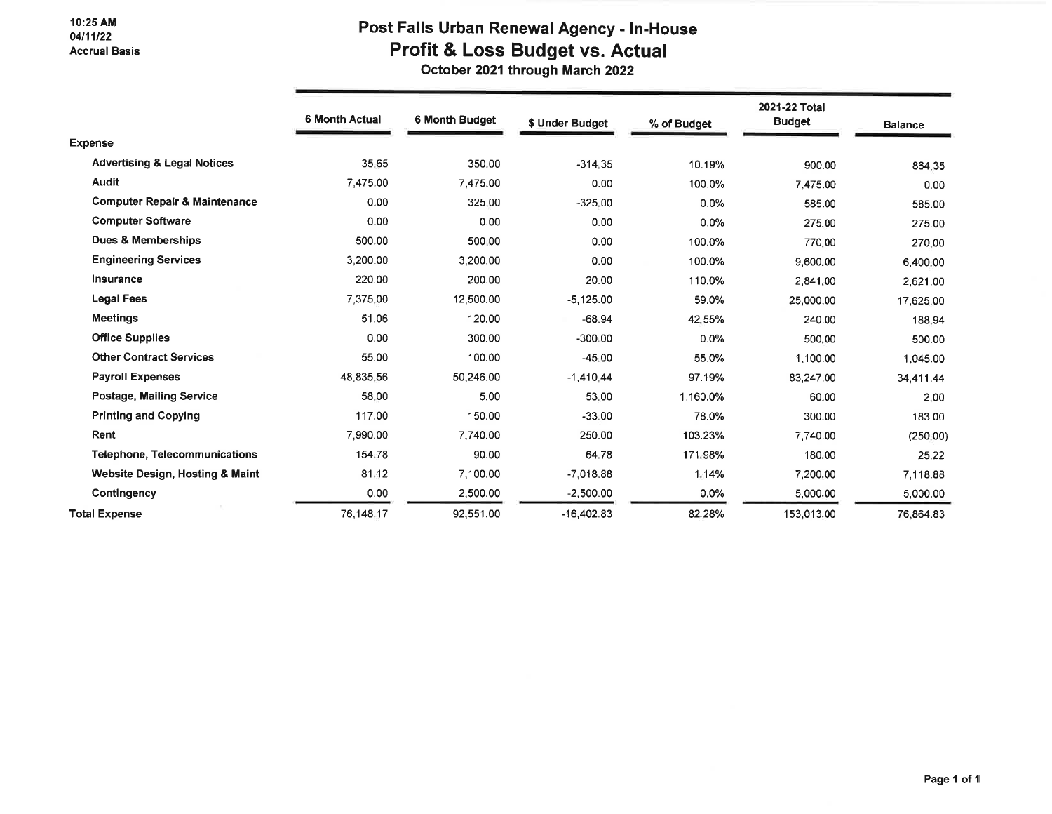10:25 AM
04/11/22
Accrual Basis

# Post Falls Urban Renewal Agency - In-House
## Profit & Loss Budget vs. Actual
### October 2021 through March 2022

| | 6 Month Actual | 6 Month Budget | $ Under Budget | % of Budget | 2021-22 Total Budget | Balance |
|---|---|---|---|---|---|---|
| **Expense** | | | | | | |
| **Advertising & Legal Notices** | 35.65 | 350.00 | -314.35 | 10.19% | 900.00 | 864.35 |
| **Audit** | 7,475.00 | 7,475.00 | 0.00 | 100.0% | 7,475.00 | 0.00 |
| **Computer Repair & Maintenance** | 0.00 | 325.00 | -325.00 | 0.0% | 585.00 | 585.00 |
| **Computer Software** | 0.00 | 0.00 | 0.00 | 0.0% | 275.00 | 275.00 |
| **Dues & Memberships** | 500.00 | 500.00 | 0.00 | 100.0% | 770.00 | 270.00 |
| **Engineering Services** | 3,200.00 | 3,200.00 | 0.00 | 100.0% | 9,600.00 | 6,400.00 |
| **Insurance** | 220.00 | 200.00 | 20.00 | 110.0% | 2,841.00 | 2,621.00 |
| **Legal Fees** | 7,375.00 | 12,500.00 | -5,125.00 | 59.0% | 25,000.00 | 17,625.00 |
| **Meetings** | 51.06 | 120.00 | -68.94 | 42.55% | 240.00 | 188.94 |
| **Office Supplies** | 0.00 | 300.00 | -300.00 | 0.0% | 500.00 | 500.00 |
| **Other Contract Services** | 55.00 | 100.00 | -45.00 | 55.0% | 1,100.00 | 1,045.00 |
| **Payroll Expenses** | 48,835.56 | 50,246.00 | -1,410.44 | 97.19% | 83,247.00 | 34,411.44 |
| **Postage, Mailing Service** | 58.00 | 5.00 | 53.00 | 1,160.0% | 60.00 | 2.00 |
| **Printing and Copying** | 117.00 | 150.00 | -33.00 | 78.0% | 300.00 | 183.00 |
| **Rent** | 7,990.00 | 7,740.00 | 250.00 | 103.23% | 7,740.00 | (250.00) |
| **Telephone, Telecommunications** | 154.78 | 90.00 | 64.78 | 171.98% | 180.00 | 25.22 |
| **Website Design, Hosting & Maint** | 81.12 | 7,100.00 | -7,018.88 | 1.14% | 7,200.00 | 7,118.88 |
| **Contingency** | 0.00 | 2,500.00 | -2,500.00 | 0.0% | 5,000.00 | 5,000.00 |
| **Total Expense** | 76,148.17 | 92,551.00 | -16,402.83 | 82.28% | 153,013.00 | 76,864.83 |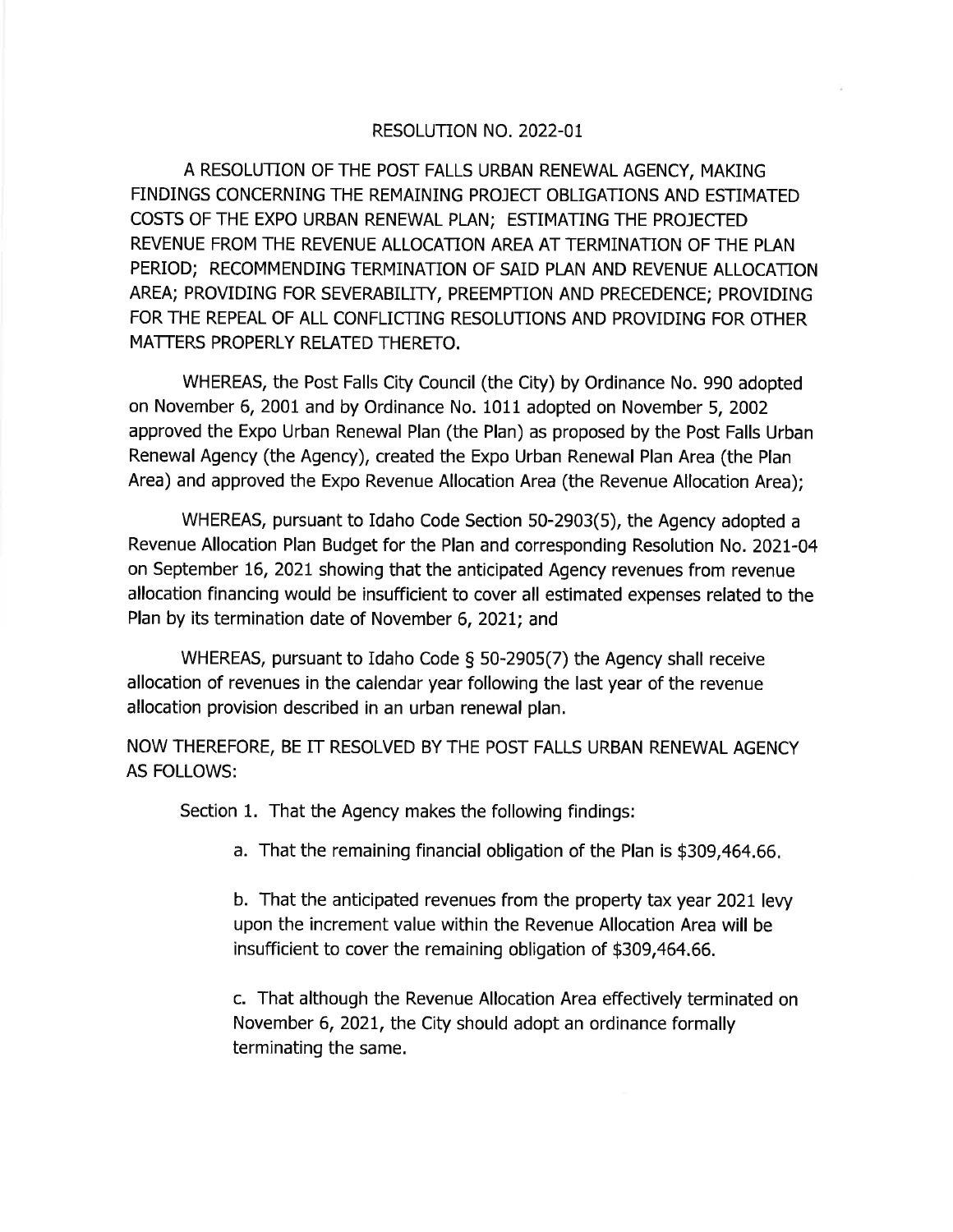RESOLUTION NO. 2022-01

A RESOLUTION OF THE POST FALLS URBAN RENEWAL AGENCY, MAKING FINDINGS CONCERNING THE REMAINING PROJECT OBLIGATIONS AND ESTIMATED COSTS OF THE EXPO URBAN RENEWAL PLAN; ESTIMATING THE PROJECTED REVENUE FROM THE REVENUE ALLOCATION AREA AT TERMINATION OF THE PLAN PERIOD; RECOMMENDING TERMINATION OF SAID PLAN AND REVENUE ALLOCATION AREA; PROVIDING FOR SEVERABILITY, PREEMPTION AND PRECEDENCE; PROVIDING FOR THE REPEAL OF ALL CONFLICTING RESOLUTIONS AND PROVIDING FOR OTHER MATTERS PROPERLY RELATED THERETO.

WHEREAS, the Post Falls City Council (the City) by Ordinance No. 990 adopted on November 6, 2001 and by Ordinance No. 1011 adopted on November 5, 2002 approved the Expo Urban Renewal Plan (the Plan) as proposed by the Post Falls Urban Renewal Agency (the Agency), created the Expo Urban Renewal Plan Area (the Plan Area) and approved the Expo Revenue Allocation Area (the Revenue Allocation Area);

WHEREAS, pursuant to Idaho Code Section 50-2903(5), the Agency adopted a Revenue Allocation Plan Budget for the Plan and corresponding Resolution No. 2021-04 on September 16, 2021 showing that the anticipated Agency revenues from revenue allocation financing would be insufficient to cover all estimated expenses related to the Plan by its termination date of November 6, 2021; and

WHEREAS, pursuant to Idaho Code § 50-2905(7) the Agency shall receive allocation of revenues in the calendar year following the last year of the revenue allocation provision described in an urban renewal plan.

NOW THEREFORE, BE IT RESOLVED BY THE POST FALLS URBAN RENEWAL AGENCY AS FOLLOWS:

Section 1. That the Agency makes the following findings:

a. That the remaining financial obligation of the Plan is $309,464.66.

b. That the anticipated revenues from the property tax year 2021 levy upon the increment value within the Revenue Allocation Area will be insufficient to cover the remaining obligation of $309,464.66.

c. That although the Revenue Allocation Area effectively terminated on November 6, 2021, the City should adopt an ordinance formally terminating the same.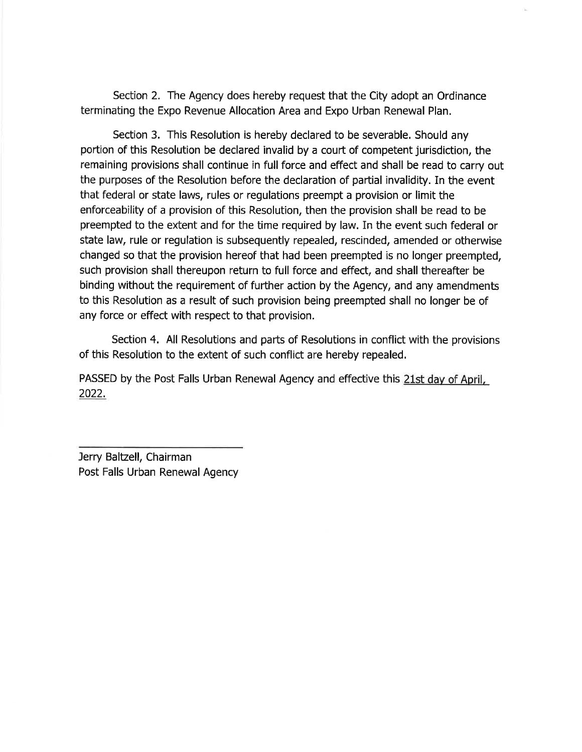Section 2. The Agency does hereby request that the City adopt an Ordinance terminating the Expo Revenue Allocation Area and Expo Urban Renewal Plan.

Section 3. This Resolution is hereby declared to be severable. Should any portion of this Resolution be declared invalid by a court of competent jurisdiction, the remaining provisions shall continue in full force and effect and shall be read to carry out the purposes of the Resolution before the declaration of partial invalidity. In the event that federal or state laws, rules or regulations preempt a provision or limit the enforceability of a provision of this Resolution, then the provision shall be read to be preempted to the extent and for the time required by law. In the event such federal or state law, rule or regulation is subsequently repealed, rescinded, amended or otherwise changed so that the provision hereof that had been preempted is no longer preempted, such provision shall thereupon return to full force and effect, and shall thereafter be binding without the requirement of further action by the Agency, and any amendments to this Resolution as a result of such provision being preempted shall no longer be of any force or effect with respect to that provision.

Section 4. All Resolutions and parts of Resolutions in conflict with the provisions of this Resolution to the extent of such conflict are hereby repealed.

PASSED by the Post Falls Urban Renewal Agency and effective this 21st day of April, 2022.

Jerry Baltzell, Chairman
Post Falls Urban Renewal Agency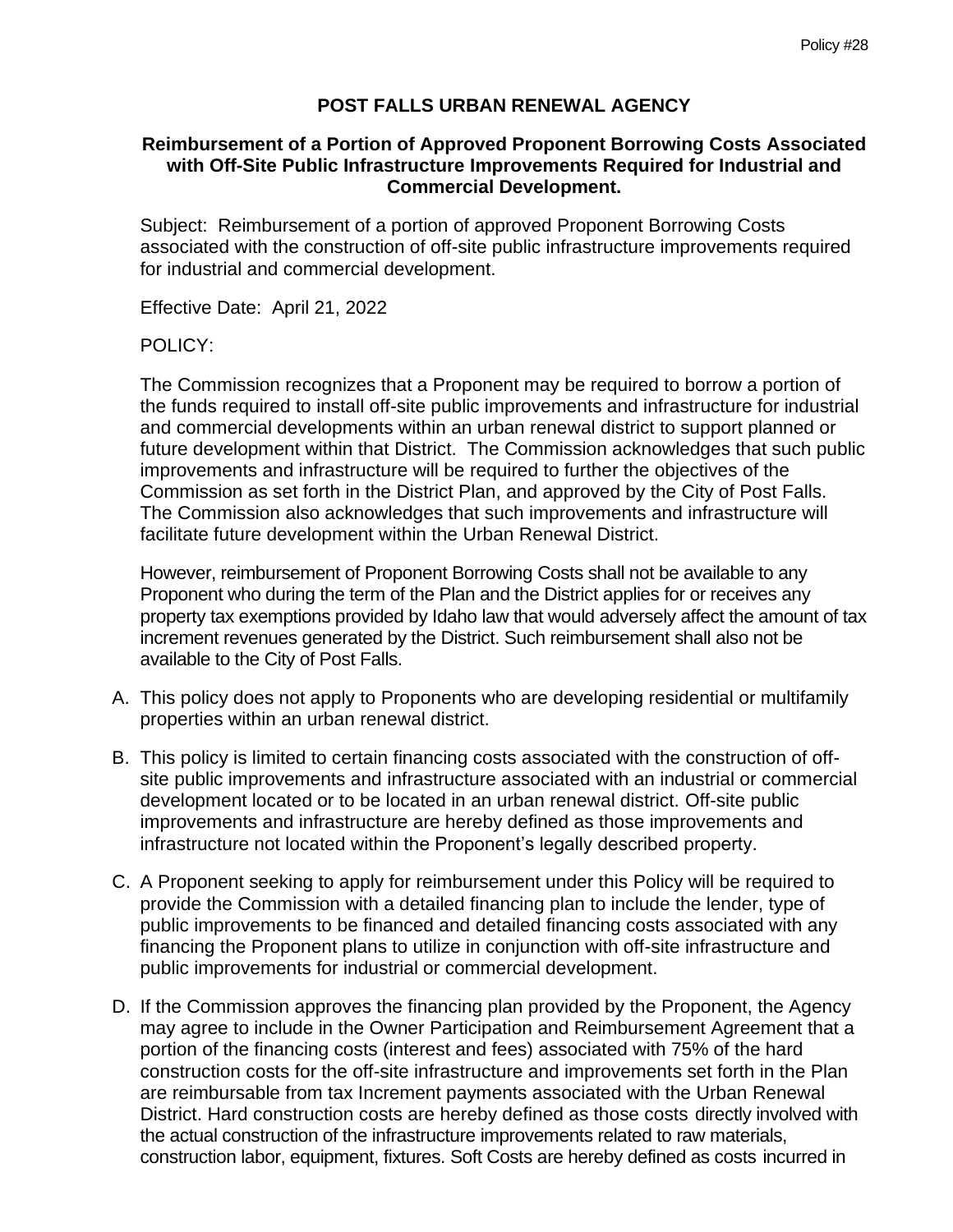## POST FALLS URBAN RENEWAL AGENCY

### Reimbursement of a Portion of Approved Proponent Borrowing Costs Associated with Off-Site Public Infrastructure Improvements Required for Industrial and Commercial Development.

Subject: Reimbursement of a portion of approved Proponent Borrowing Costs associated with the construction of off-site public infrastructure improvements required for industrial and commercial development.

Effective Date: April 21, 2022

POLICY:

The Commission recognizes that a Proponent may be required to borrow a portion of the funds required to install off-site public improvements and infrastructure for industrial and commercial developments within an urban renewal district to support planned or future development within that District. The Commission acknowledges that such public improvements and infrastructure will be required to further the objectives of the Commission as set forth in the District Plan, and approved by the City of Post Falls. The Commission also acknowledges that such improvements and infrastructure will facilitate future development within the Urban Renewal District.

However, reimbursement of Proponent Borrowing Costs shall not be available to any Proponent who during the term of the Plan and the District applies for or receives any property tax exemptions provided by Idaho law that would adversely affect the amount of tax increment revenues generated by the District. Such reimbursement shall also not be available to the City of Post Falls.

A. This policy does not apply to Proponents who are developing residential or multifamily properties within an urban renewal district.

B. This policy is limited to certain financing costs associated with the construction of off-site public improvements and infrastructure associated with an industrial or commercial development located or to be located in an urban renewal district. Off-site public improvements and infrastructure are hereby defined as those improvements and infrastructure not located within the Proponent's legally described property.

C. A Proponent seeking to apply for reimbursement under this Policy will be required to provide the Commission with a detailed financing plan to include the lender, type of public improvements to be financed and detailed financing costs associated with any financing the Proponent plans to utilize in conjunction with off-site infrastructure and public improvements for industrial or commercial development.

D. If the Commission approves the financing plan provided by the Proponent, the Agency may agree to include in the Owner Participation and Reimbursement Agreement that a portion of the financing costs (interest and fees) associated with 75% of the hard construction costs for the off-site infrastructure and improvements set forth in the Plan are reimbursable from tax Increment payments associated with the Urban Renewal District. Hard construction costs are hereby defined as those costs directly involved with the actual construction of the infrastructure improvements related to raw materials, construction labor, equipment, fixtures. Soft Costs are hereby defined as costs incurred in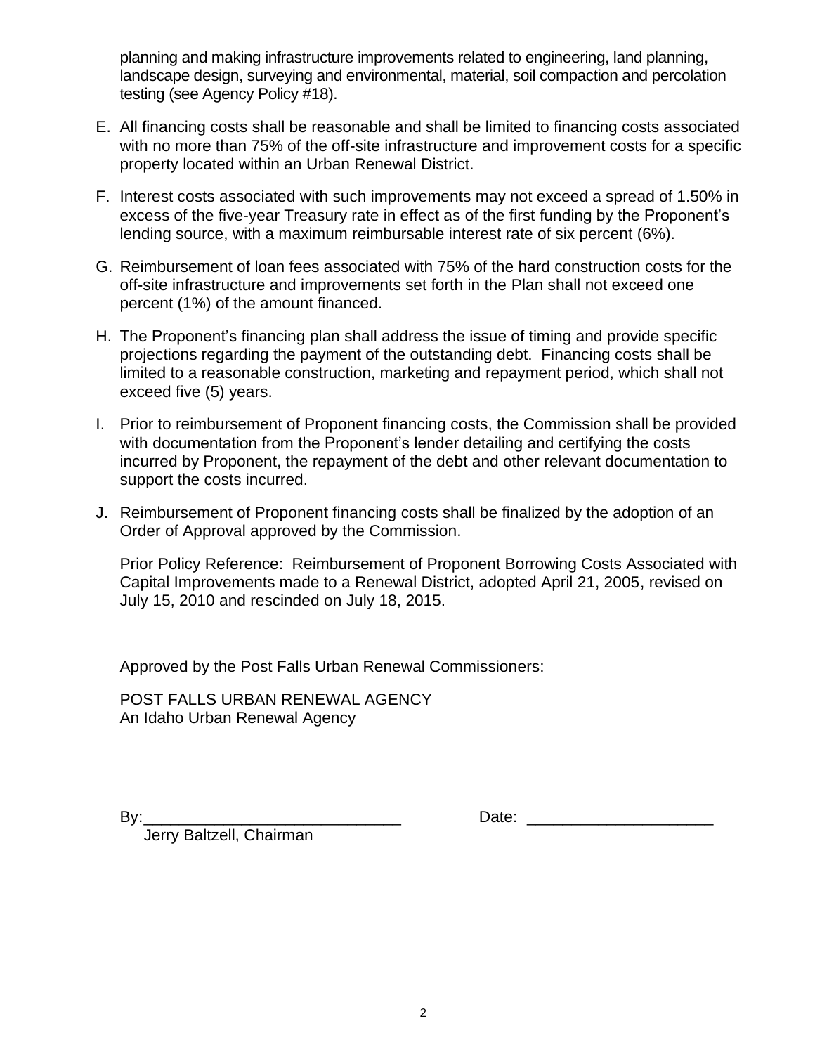planning and making infrastructure improvements related to engineering, land planning, landscape design, surveying and environmental, material, soil compaction and percolation testing (see Agency Policy #18).

E. All financing costs shall be reasonable and shall be limited to financing costs associated with no more than 75% of the off-site infrastructure and improvement costs for a specific property located within an Urban Renewal District.

F. Interest costs associated with such improvements may not exceed a spread of 1.50% in excess of the five-year Treasury rate in effect as of the first funding by the Proponent's lending source, with a maximum reimbursable interest rate of six percent (6%).

G. Reimbursement of loan fees associated with 75% of the hard construction costs for the off-site infrastructure and improvements set forth in the Plan shall not exceed one percent (1%) of the amount financed.

H. The Proponent's financing plan shall address the issue of timing and provide specific projections regarding the payment of the outstanding debt. Financing costs shall be limited to a reasonable construction, marketing and repayment period, which shall not exceed five (5) years.

I. Prior to reimbursement of Proponent financing costs, the Commission shall be provided with documentation from the Proponent's lender detailing and certifying the costs incurred by Proponent, the repayment of the debt and other relevant documentation to support the costs incurred.

J. Reimbursement of Proponent financing costs shall be finalized by the adoption of an Order of Approval approved by the Commission.

Prior Policy Reference: Reimbursement of Proponent Borrowing Costs Associated with Capital Improvements made to a Renewal District, adopted April 21, 2005, revised on July 15, 2010 and rescinded on July 18, 2015.

Approved by the Post Falls Urban Renewal Commissioners:

POST FALLS URBAN RENEWAL AGENCY
An Idaho Urban Renewal Agency

By:_____________________________ Date: _____________________
Jerry Baltzell, Chairman